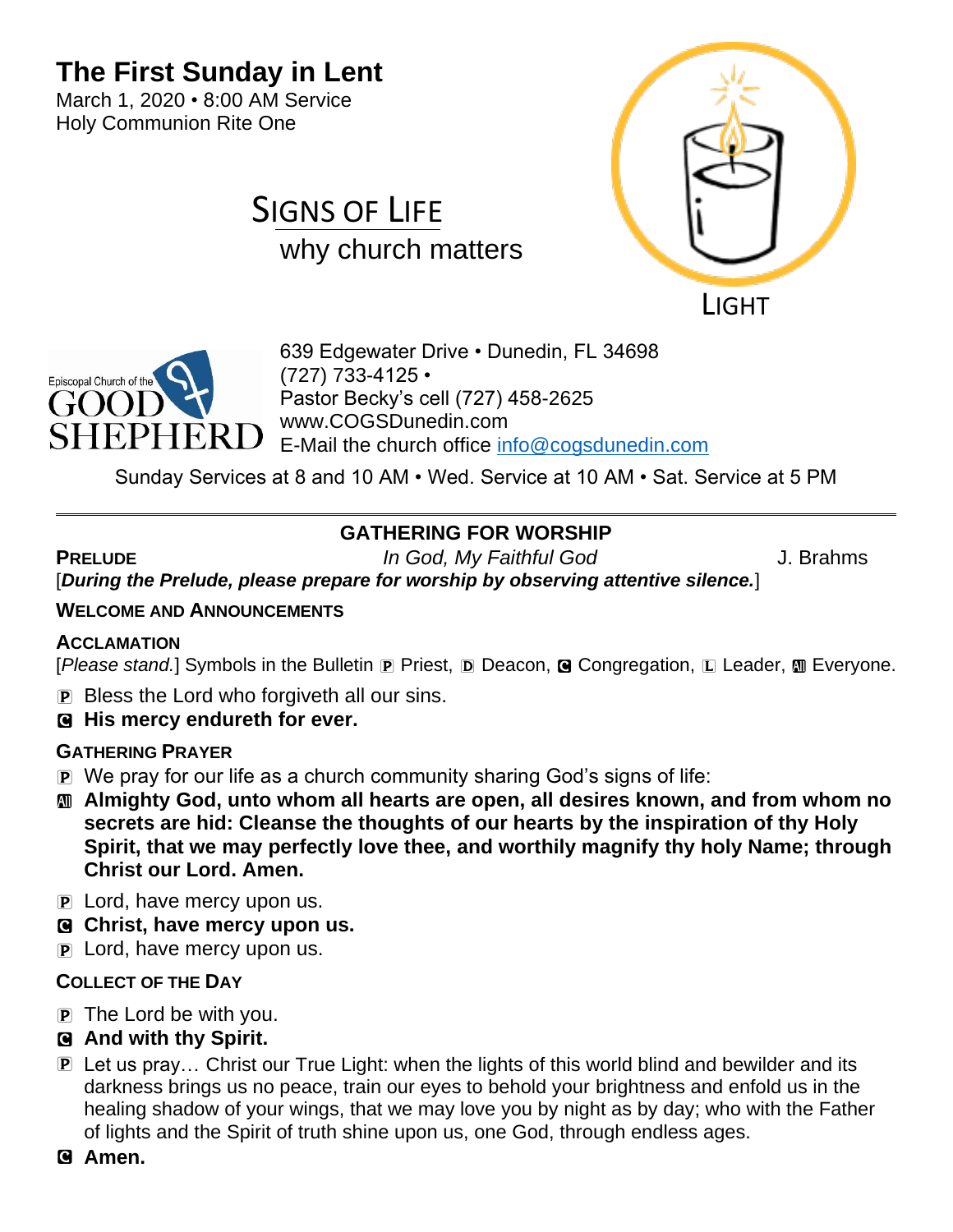# The First Sunday in Lent

March 1, 2020 • 8:00 AM Service
Holy Communion Rite One

## SIGNS OF LIFE

why church matters

LIGHT

Episcopal Church of the GOOD SHEPHERD

639 Edgewater Drive • Dunedin, FL 34698
(727) 733-4125 •
Pastor Becky's cell (727) 458-2625
www.COGSDunedin.com
E-Mail the church office info@cogsdunedin.com

Sunday Services at 8 and 10 AM • Wed. Service at 10 AM • Sat. Service at 5 PM

---

## GATHERING FOR WORSHIP

**PRELUDE** *In God, My Faithful God* J. Brahms

[***During the Prelude, please prepare for worship by observing attentive silence.***]

**WELCOME AND ANNOUNCEMENTS**

**ACCLAMATION**

[*Please stand.*] Symbols in the Bulletin P Priest, D Deacon, C Congregation, L Leader, All Everyone.

P Bless the Lord who forgiveth all our sins.

C **His mercy endureth for ever.**

**GATHERING PRAYER**

P We pray for our life as a church community sharing God's signs of life:

All **Almighty God, unto whom all hearts are open, all desires known, and from whom no secrets are hid: Cleanse the thoughts of our hearts by the inspiration of thy Holy Spirit, that we may perfectly love thee, and worthily magnify thy holy Name; through Christ our Lord. Amen.**

P Lord, have mercy upon us.

C **Christ, have mercy upon us.**

P Lord, have mercy upon us.

**COLLECT OF THE DAY**

P The Lord be with you.

C **And with thy Spirit.**

P Let us pray… Christ our True Light: when the lights of this world blind and bewilder and its darkness brings us no peace, train our eyes to behold your brightness and enfold us in the healing shadow of your wings, that we may love you by night as by day; who with the Father of lights and the Spirit of truth shine upon us, one God, through endless ages.

C **Amen.**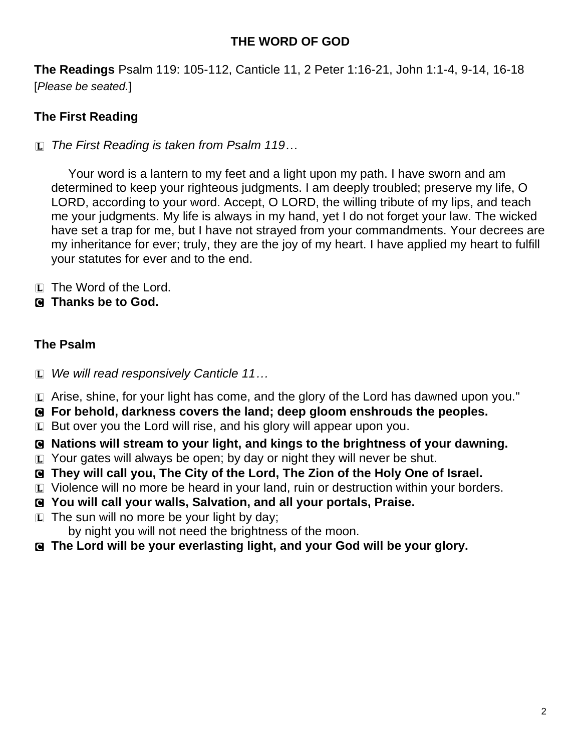## THE WORD OF GOD

**The Readings** Psalm 119: 105-112, Canticle 11, 2 Peter 1:16-21, John 1:1-4, 9-14, 16-18
[*Please be seated.*]

### The First Reading

L *The First Reading is taken from Psalm 119…*

Your word is a lantern to my feet and a light upon my path. I have sworn and am determined to keep your righteous judgments. I am deeply troubled; preserve my life, O LORD, according to your word. Accept, O LORD, the willing tribute of my lips, and teach me your judgments. My life is always in my hand, yet I do not forget your law. The wicked have set a trap for me, but I have not strayed from your commandments. Your decrees are my inheritance for ever; truly, they are the joy of my heart. I have applied my heart to fulfill your statutes for ever and to the end.

L The Word of the Lord.
C **Thanks be to God.**

### The Psalm

L *We will read responsively Canticle 11…*

L Arise, shine, for your light has come, and the glory of the Lord has dawned upon you."
C **For behold, darkness covers the land; deep gloom enshrouds the peoples.**
L But over you the Lord will rise, and his glory will appear upon you.
C **Nations will stream to your light, and kings to the brightness of your dawning.**
L Your gates will always be open; by day or night they will never be shut.
C **They will call you, The City of the Lord, The Zion of the Holy One of Israel.**
L Violence will no more be heard in your land, ruin or destruction within your borders.
C **You will call your walls, Salvation, and all your portals, Praise.**
L The sun will no more be your light by day;
by night you will not need the brightness of the moon.
C **The Lord will be your everlasting light, and your God will be your glory.**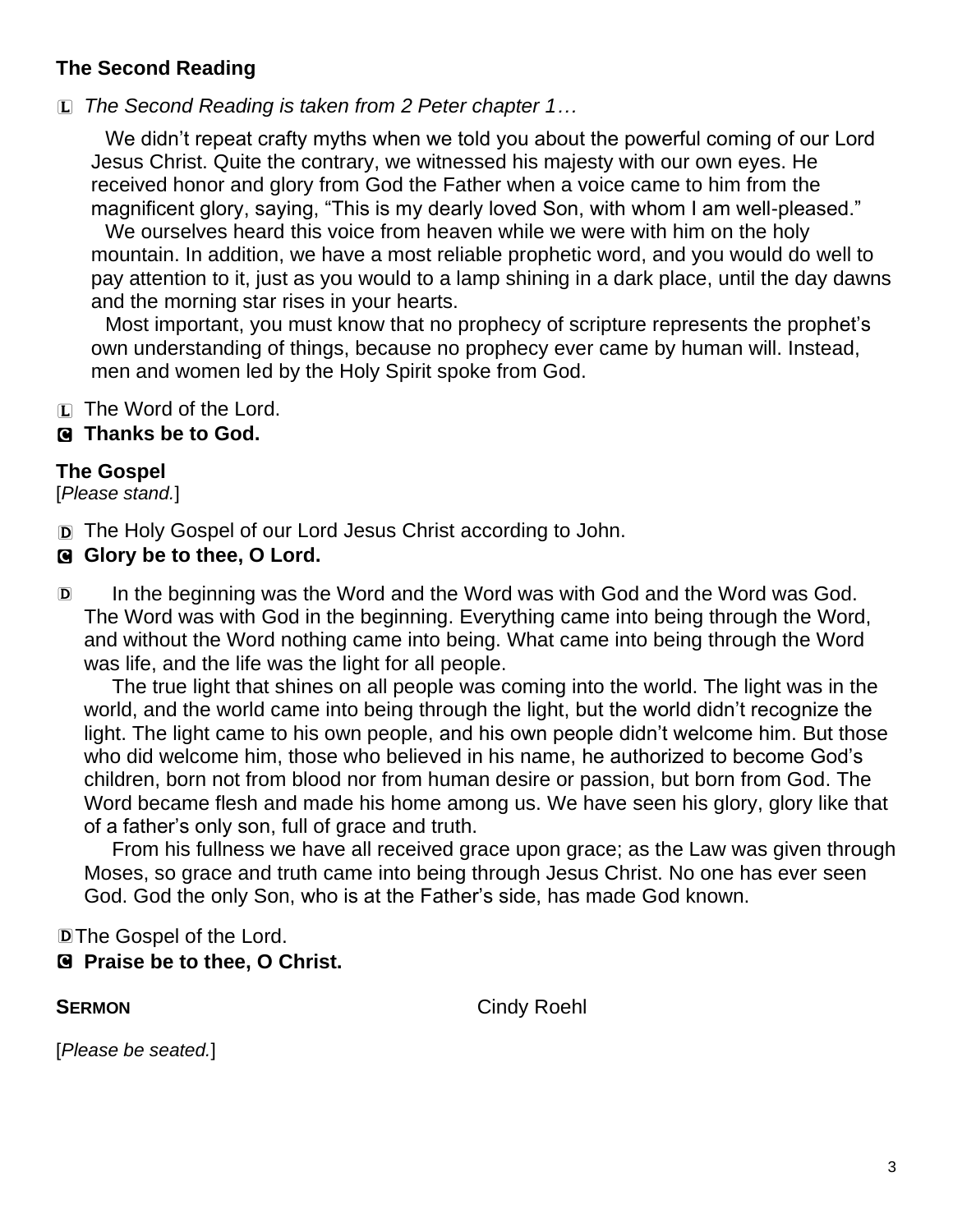**The Second Reading**

L *The Second Reading is taken from 2 Peter chapter 1…*

We didn't repeat crafty myths when we told you about the powerful coming of our Lord Jesus Christ. Quite the contrary, we witnessed his majesty with our own eyes. He received honor and glory from God the Father when a voice came to him from the magnificent glory, saying, "This is my dearly loved Son, with whom I am well-pleased."

We ourselves heard this voice from heaven while we were with him on the holy mountain. In addition, we have a most reliable prophetic word, and you would do well to pay attention to it, just as you would to a lamp shining in a dark place, until the day dawns and the morning star rises in your hearts.

Most important, you must know that no prophecy of scripture represents the prophet's own understanding of things, because no prophecy ever came by human will. Instead, men and women led by the Holy Spirit spoke from God.

L The Word of the Lord.

C **Thanks be to God.**

**The Gospel**

[*Please stand.*]

D The Holy Gospel of our Lord Jesus Christ according to John.

C **Glory be to thee, O Lord.**

D In the beginning was the Word and the Word was with God and the Word was God. The Word was with God in the beginning. Everything came into being through the Word, and without the Word nothing came into being. What came into being through the Word was life, and the life was the light for all people.

The true light that shines on all people was coming into the world. The light was in the world, and the world came into being through the light, but the world didn't recognize the light. The light came to his own people, and his own people didn't welcome him. But those who did welcome him, those who believed in his name, he authorized to become God's children, born not from blood nor from human desire or passion, but born from God. The Word became flesh and made his home among us. We have seen his glory, glory like that of a father's only son, full of grace and truth.

From his fullness we have all received grace upon grace; as the Law was given through Moses, so grace and truth came into being through Jesus Christ. No one has ever seen God. God the only Son, who is at the Father's side, has made God known.

D The Gospel of the Lord.

C **Praise be to thee, O Christ.**

**SERMON** Cindy Roehl

[*Please be seated.*]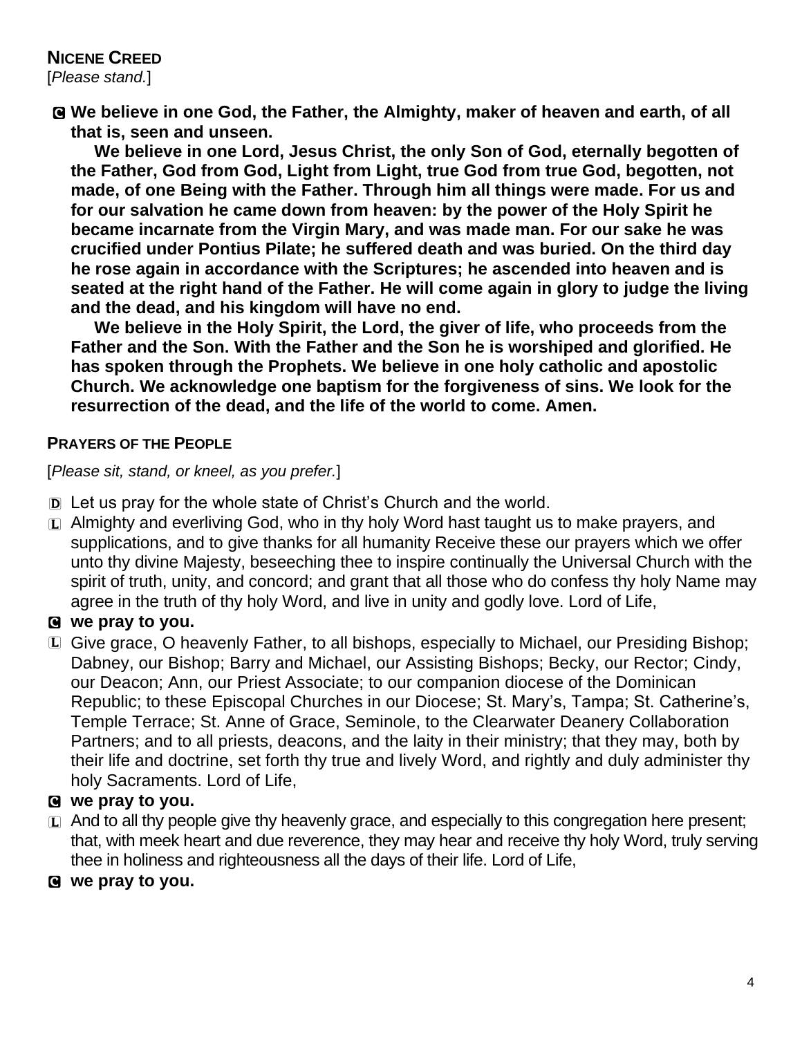**NICENE CREED**

[*Please stand.*]

C **We believe in one God, the Father, the Almighty, maker of heaven and earth, of all that is, seen and unseen.**

**We believe in one Lord, Jesus Christ, the only Son of God, eternally begotten of the Father, God from God, Light from Light, true God from true God, begotten, not made, of one Being with the Father. Through him all things were made. For us and for our salvation he came down from heaven: by the power of the Holy Spirit he became incarnate from the Virgin Mary, and was made man. For our sake he was crucified under Pontius Pilate; he suffered death and was buried. On the third day he rose again in accordance with the Scriptures; he ascended into heaven and is seated at the right hand of the Father. He will come again in glory to judge the living and the dead, and his kingdom will have no end.**

**We believe in the Holy Spirit, the Lord, the giver of life, who proceeds from the Father and the Son. With the Father and the Son he is worshiped and glorified. He has spoken through the Prophets. We believe in one holy catholic and apostolic Church. We acknowledge one baptism for the forgiveness of sins. We look for the resurrection of the dead, and the life of the world to come. Amen.**

**PRAYERS OF THE PEOPLE**

[*Please sit, stand, or kneel, as you prefer.*]

D Let us pray for the whole state of Christ's Church and the world.

L Almighty and everliving God, who in thy holy Word hast taught us to make prayers, and supplications, and to give thanks for all humanity Receive these our prayers which we offer unto thy divine Majesty, beseeching thee to inspire continually the Universal Church with the spirit of truth, unity, and concord; and grant that all those who do confess thy holy Name may agree in the truth of thy holy Word, and live in unity and godly love. Lord of Life,

C **we pray to you.**

L Give grace, O heavenly Father, to all bishops, especially to Michael, our Presiding Bishop; Dabney, our Bishop; Barry and Michael, our Assisting Bishops; Becky, our Rector; Cindy, our Deacon; Ann, our Priest Associate; to our companion diocese of the Dominican Republic; to these Episcopal Churches in our Diocese; St. Mary's, Tampa; St. Catherine's, Temple Terrace; St. Anne of Grace, Seminole, to the Clearwater Deanery Collaboration Partners; and to all priests, deacons, and the laity in their ministry; that they may, both by their life and doctrine, set forth thy true and lively Word, and rightly and duly administer thy holy Sacraments. Lord of Life,

C **we pray to you.**

L And to all thy people give thy heavenly grace, and especially to this congregation here present; that, with meek heart and due reverence, they may hear and receive thy holy Word, truly serving thee in holiness and righteousness all the days of their life. Lord of Life,

C **we pray to you.**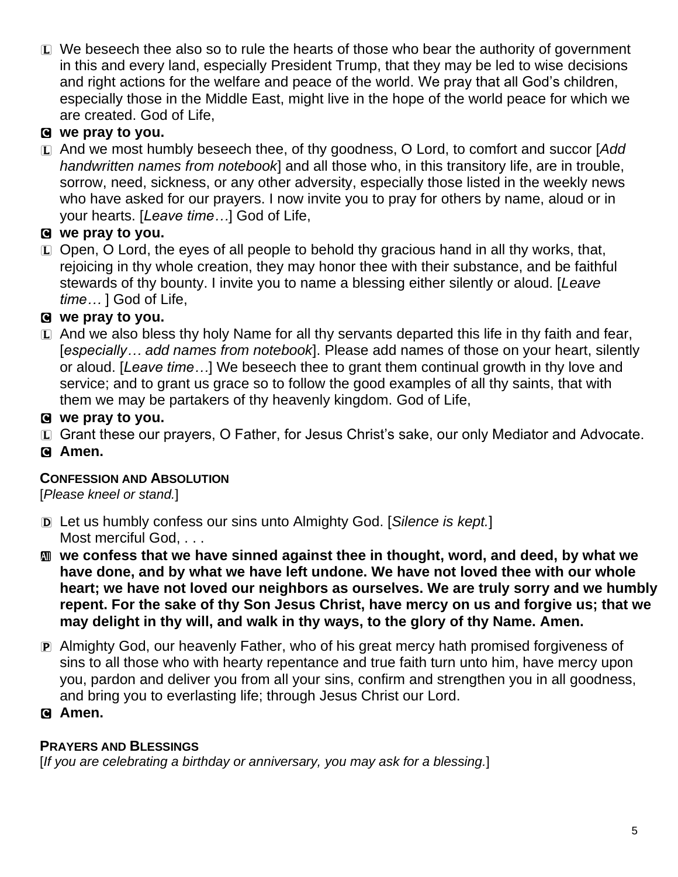L We beseech thee also so to rule the hearts of those who bear the authority of government in this and every land, especially President Trump, that they may be led to wise decisions and right actions for the welfare and peace of the world. We pray that all God's children, especially those in the Middle East, might live in the hope of the world peace for which we are created. God of Life,

**C we pray to you.**

L And we most humbly beseech thee, of thy goodness, O Lord, to comfort and succor [*Add handwritten names from notebook*] and all those who, in this transitory life, are in trouble, sorrow, need, sickness, or any other adversity, especially those listed in the weekly news who have asked for our prayers. I now invite you to pray for others by name, aloud or in your hearts. [*Leave time…*] God of Life,

**C we pray to you.**

L Open, O Lord, the eyes of all people to behold thy gracious hand in all thy works, that, rejoicing in thy whole creation, they may honor thee with their substance, and be faithful stewards of thy bounty. I invite you to name a blessing either silently or aloud. [*Leave time…* ] God of Life,

**C we pray to you.**

L And we also bless thy holy Name for all thy servants departed this life in thy faith and fear, [*especially… add names from notebook*]. Please add names of those on your heart, silently or aloud. [*Leave time…*] We beseech thee to grant them continual growth in thy love and service; and to grant us grace so to follow the good examples of all thy saints, that with them we may be partakers of thy heavenly kingdom. God of Life,

**C we pray to you.**

L Grant these our prayers, O Father, for Jesus Christ's sake, our only Mediator and Advocate.

**C Amen.**

### CONFESSION AND ABSOLUTION

[*Please kneel or stand.*]

D Let us humbly confess our sins unto Almighty God. [*Silence is kept.*]
Most merciful God, . . .

**All we confess that we have sinned against thee in thought, word, and deed, by what we have done, and by what we have left undone. We have not loved thee with our whole heart; we have not loved our neighbors as ourselves. We are truly sorry and we humbly repent. For the sake of thy Son Jesus Christ, have mercy on us and forgive us; that we may delight in thy will, and walk in thy ways, to the glory of thy Name. Amen.**

P Almighty God, our heavenly Father, who of his great mercy hath promised forgiveness of sins to all those who with hearty repentance and true faith turn unto him, have mercy upon you, pardon and deliver you from all your sins, confirm and strengthen you in all goodness, and bring you to everlasting life; through Jesus Christ our Lord.

**C Amen.**

### PRAYERS AND BLESSINGS

[*If you are celebrating a birthday or anniversary, you may ask for a blessing.*]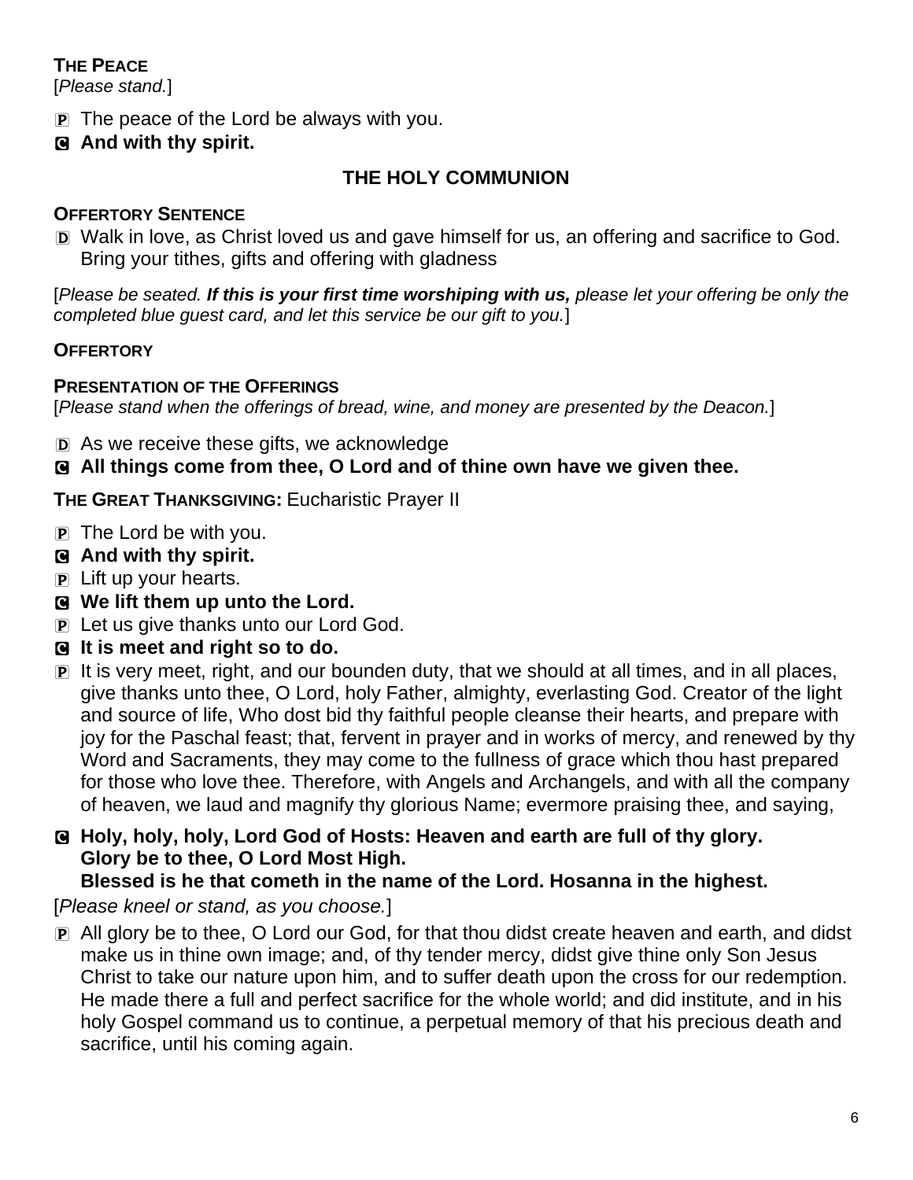**THE PEACE**
[*Please stand.*]

P The peace of the Lord be always with you.

C **And with thy spirit.**

## THE HOLY COMMUNION

**OFFERTORY SENTENCE**

D Walk in love, as Christ loved us and gave himself for us, an offering and sacrifice to God. Bring your tithes, gifts and offering with gladness

[*Please be seated. **If this is your first time worshiping with us,** please let your offering be only the completed blue guest card, and let this service be our gift to you.*]

**OFFERTORY**

**PRESENTATION OF THE OFFERINGS**
[*Please stand when the offerings of bread, wine, and money are presented by the Deacon.*]

D As we receive these gifts, we acknowledge

C **All things come from thee, O Lord and of thine own have we given thee.**

**THE GREAT THANKSGIVING:** Eucharistic Prayer II

P The Lord be with you.

C **And with thy spirit.**

P Lift up your hearts.

C **We lift them up unto the Lord.**

P Let us give thanks unto our Lord God.

C **It is meet and right so to do.**

P It is very meet, right, and our bounden duty, that we should at all times, and in all places, give thanks unto thee, O Lord, holy Father, almighty, everlasting God. Creator of the light and source of life, Who dost bid thy faithful people cleanse their hearts, and prepare with joy for the Paschal feast; that, fervent in prayer and in works of mercy, and renewed by thy Word and Sacraments, they may come to the fullness of grace which thou hast prepared for those who love thee. Therefore, with Angels and Archangels, and with all the company of heaven, we laud and magnify thy glorious Name; evermore praising thee, and saying,

C **Holy, holy, holy, Lord God of Hosts: Heaven and earth are full of thy glory.
Glory be to thee, O Lord Most High.
Blessed is he that cometh in the name of the Lord. Hosanna in the highest.**

[*Please kneel or stand, as you choose.*]

P All glory be to thee, O Lord our God, for that thou didst create heaven and earth, and didst make us in thine own image; and, of thy tender mercy, didst give thine only Son Jesus Christ to take our nature upon him, and to suffer death upon the cross for our redemption. He made there a full and perfect sacrifice for the whole world; and did institute, and in his holy Gospel command us to continue, a perpetual memory of that his precious death and sacrifice, until his coming again.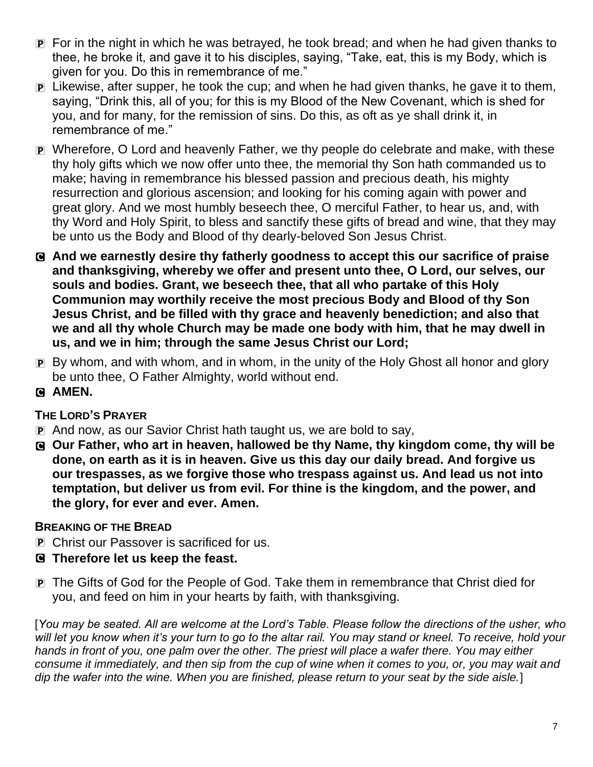P For in the night in which he was betrayed, he took bread; and when he had given thanks to thee, he broke it, and gave it to his disciples, saying, "Take, eat, this is my Body, which is given for you. Do this in remembrance of me."

P Likewise, after supper, he took the cup; and when he had given thanks, he gave it to them, saying, "Drink this, all of you; for this is my Blood of the New Covenant, which is shed for you, and for many, for the remission of sins. Do this, as oft as ye shall drink it, in remembrance of me."

P Wherefore, O Lord and heavenly Father, we thy people do celebrate and make, with these thy holy gifts which we now offer unto thee, the memorial thy Son hath commanded us to make; having in remembrance his blessed passion and precious death, his mighty resurrection and glorious ascension; and looking for his coming again with power and great glory. And we most humbly beseech thee, O merciful Father, to hear us, and, with thy Word and Holy Spirit, to bless and sanctify these gifts of bread and wine, that they may be unto us the Body and Blood of thy dearly-beloved Son Jesus Christ.

C **And we earnestly desire thy fatherly goodness to accept this our sacrifice of praise and thanksgiving, whereby we offer and present unto thee, O Lord, our selves, our souls and bodies. Grant, we beseech thee, that all who partake of this Holy Communion may worthily receive the most precious Body and Blood of thy Son Jesus Christ, and be filled with thy grace and heavenly benediction; and also that we and all thy whole Church may be made one body with him, that he may dwell in us, and we in him; through the same Jesus Christ our Lord;**

P By whom, and with whom, and in whom, in the unity of the Holy Ghost all honor and glory be unto thee, O Father Almighty, world without end.

C **AMEN.**

**THE LORD'S PRAYER**

P And now, as our Savior Christ hath taught us, we are bold to say,

C **Our Father, who art in heaven, hallowed be thy Name, thy kingdom come, thy will be done, on earth as it is in heaven. Give us this day our daily bread. And forgive us our trespasses, as we forgive those who trespass against us. And lead us not into temptation, but deliver us from evil. For thine is the kingdom, and the power, and the glory, for ever and ever. Amen.**

**BREAKING OF THE BREAD**

P Christ our Passover is sacrificed for us.

C **Therefore let us keep the feast.**

P The Gifts of God for the People of God. Take them in remembrance that Christ died for you, and feed on him in your hearts by faith, with thanksgiving.

[*You may be seated. All are welcome at the Lord's Table. Please follow the directions of the usher, who will let you know when it's your turn to go to the altar rail. You may stand or kneel. To receive, hold your hands in front of you, one palm over the other. The priest will place a wafer there. You may either consume it immediately, and then sip from the cup of wine when it comes to you, or, you may wait and dip the wafer into the wine. When you are finished, please return to your seat by the side aisle.*]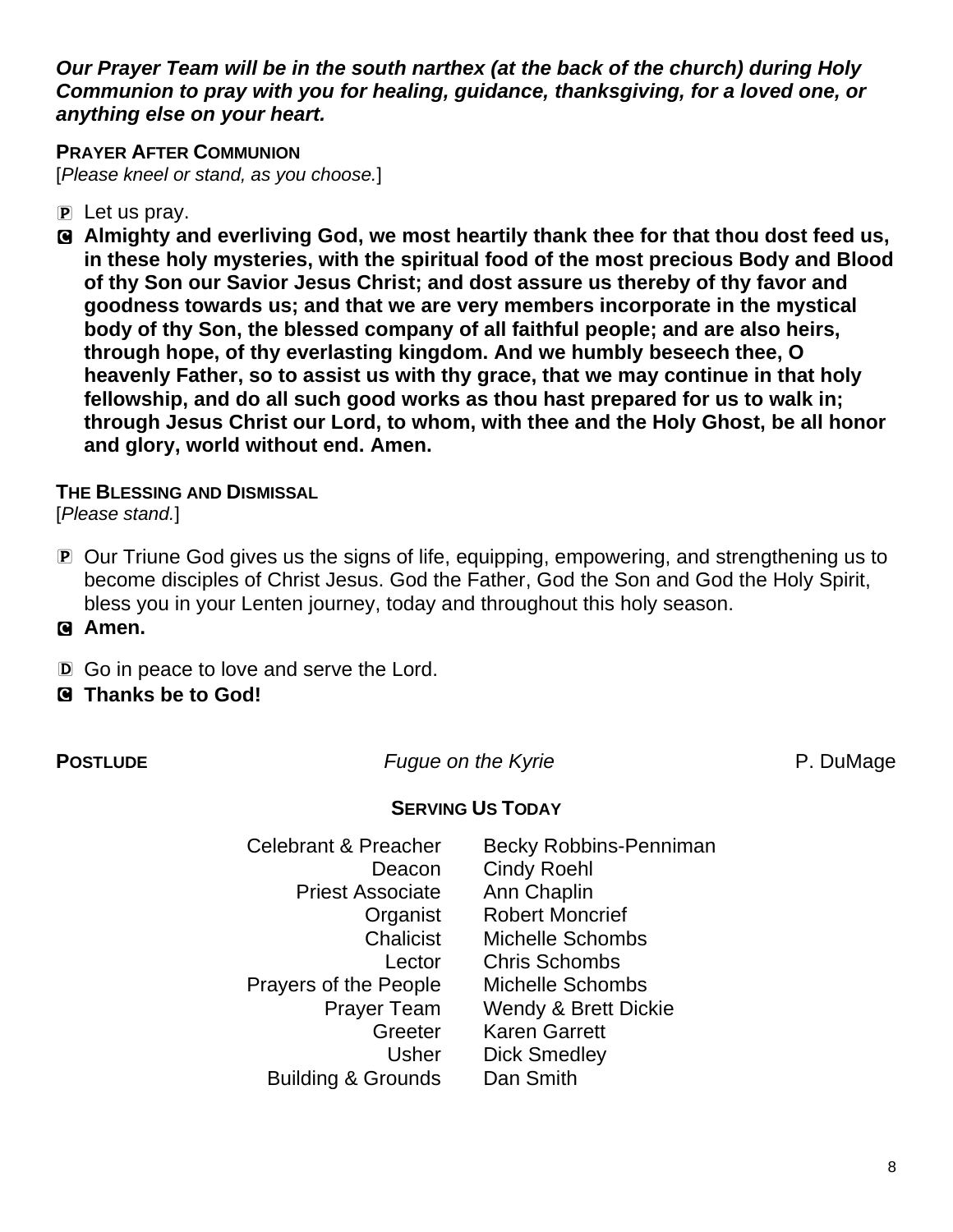***Our Prayer Team will be in the south narthex (at the back of the church) during Holy Communion to pray with you for healing, guidance, thanksgiving, for a loved one, or anything else on your heart.***

**PRAYER AFTER COMMUNION**

[*Please kneel or stand, as you choose.*]

P Let us pray.

C **Almighty and everliving God, we most heartily thank thee for that thou dost feed us, in these holy mysteries, with the spiritual food of the most precious Body and Blood of thy Son our Savior Jesus Christ; and dost assure us thereby of thy favor and goodness towards us; and that we are very members incorporate in the mystical body of thy Son, the blessed company of all faithful people; and are also heirs, through hope, of thy everlasting kingdom. And we humbly beseech thee, O heavenly Father, so to assist us with thy grace, that we may continue in that holy fellowship, and do all such good works as thou hast prepared for us to walk in; through Jesus Christ our Lord, to whom, with thee and the Holy Ghost, be all honor and glory, world without end. Amen.**

**THE BLESSING AND DISMISSAL**

[*Please stand.*]

P Our Triune God gives us the signs of life, equipping, empowering, and strengthening us to become disciples of Christ Jesus. God the Father, God the Son and God the Holy Spirit, bless you in your Lenten journey, today and throughout this holy season.

C **Amen.**

D Go in peace to love and serve the Lord.

C **Thanks be to God!**

**POSTLUDE** *Fugue on the Kyrie* P. DuMage

**SERVING US TODAY**

| | |
|---|---|
| Celebrant & Preacher | Becky Robbins-Penniman |
| Deacon | Cindy Roehl |
| Priest Associate | Ann Chaplin |
| Organist | Robert Moncrief |
| Chalicist | Michelle Schombs |
| Lector | Chris Schombs |
| Prayers of the People | Michelle Schombs |
| Prayer Team | Wendy & Brett Dickie |
| Greeter | Karen Garrett |
| Usher | Dick Smedley |
| Building & Grounds | Dan Smith |